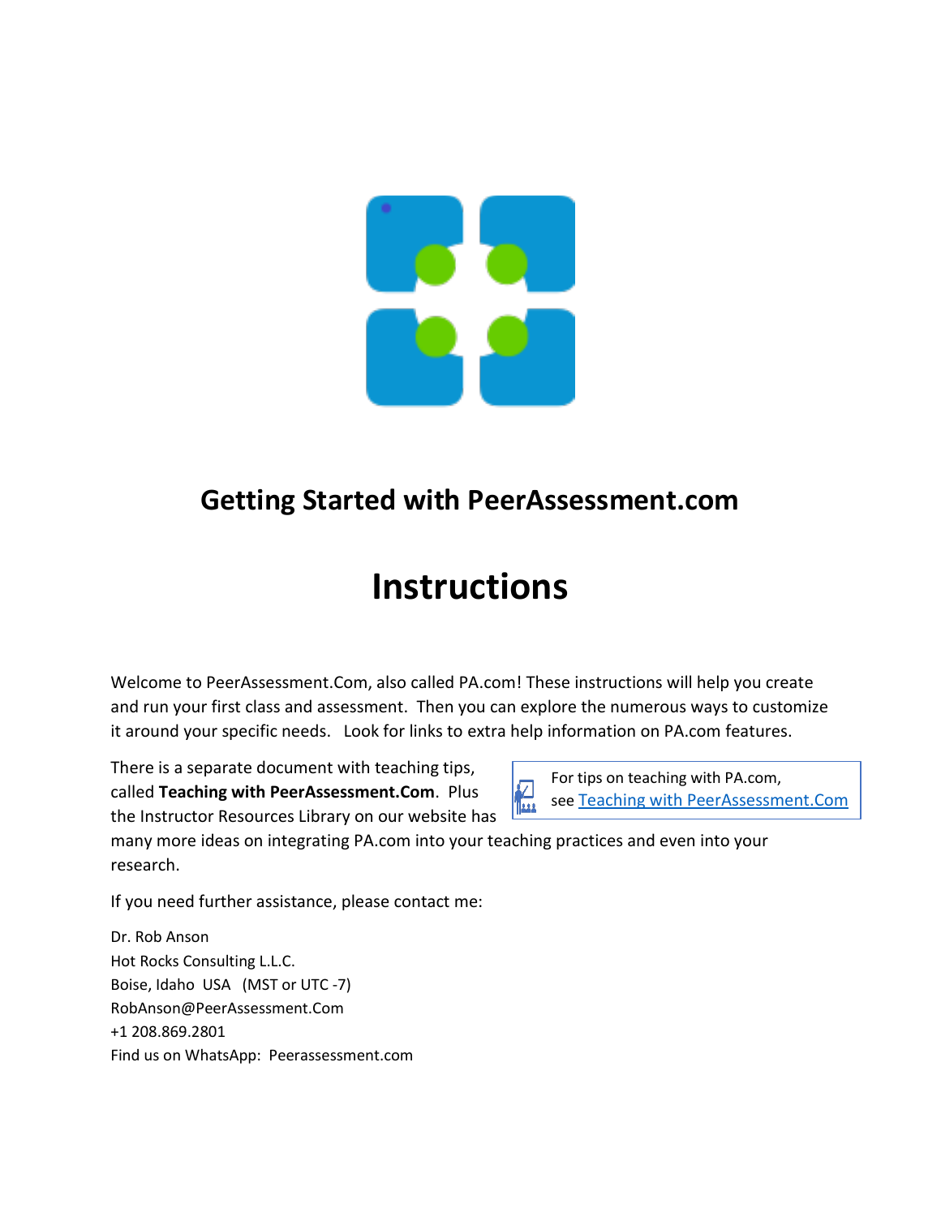# Getting Started with PeerAssessment.com

# Instructions

Welcome to PeerAssessment.Com, also called PA.com! These instructions will help you create and run your first class and assessment. Then you can explore the numerous ways to customize it around your specific needs. Look for links to extra help information on PA.com features.

There is a separate document with teaching tips, called **Teaching with PeerAssessment.Com**. Plus the Instructor Resources Library on our website has many more ideas on integrating PA.com into your teaching practices and even into your research.

> For tips on teaching with PA.com, see [Teaching with PeerAssessment.Com]()

If you need further assistance, please contact me:

Dr. Rob Anson
Hot Rocks Consulting L.L.C.
Boise, Idaho USA (MST or UTC -7)
RobAnson@PeerAssessment.Com
+1 208.869.2801
Find us on WhatsApp: Peerassessment.com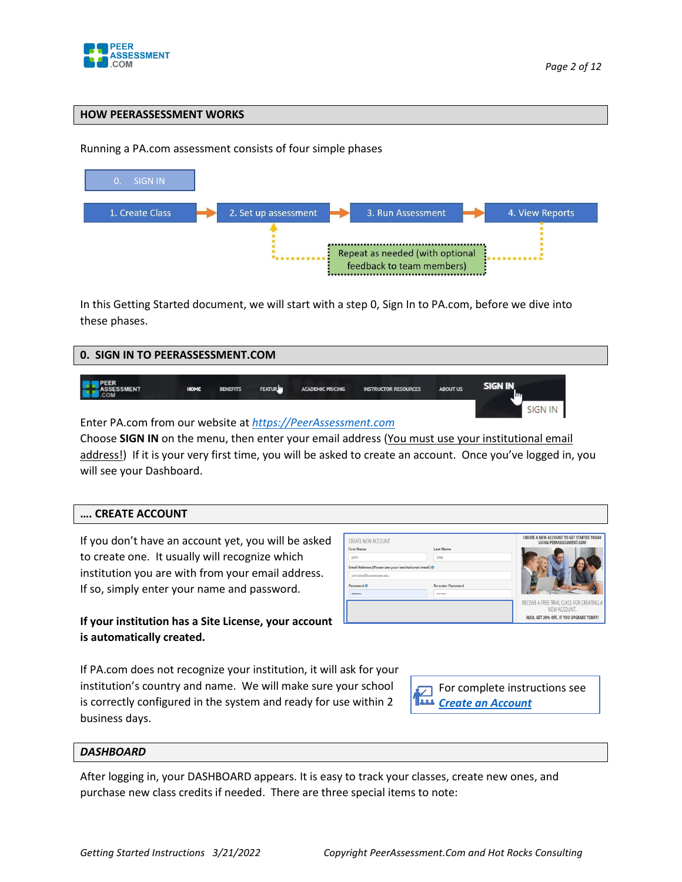## HOW PEERASSESSMENT WORKS

Running a PA.com assessment consists of four simple phases

0. SIGN IN

1. Create Class → 2. Set up assessment → 3. Run Assessment → 4. View Reports

Repeat as needed (with optional feedback to team members)

In this Getting Started document, we will start with a step 0, Sign In to PA.com, before we dive into these phases.

## 0. SIGN IN TO PEERASSESSMENT.COM

Enter PA.com from our website at *[https://PeerAssessment.com](https://PeerAssessment.com)*

Choose **SIGN IN** on the menu, then enter your email address (You must use your institutional email address!) If it is your very first time, you will be asked to create an account. Once you've logged in, you will see your Dashboard.

## …. CREATE ACCOUNT

If you don't have an account yet, you will be asked to create one. It usually will recognize which institution you are with from your email address. If so, simply enter your name and password.

**If your institution has a Site License, your account is automatically created.**

If PA.com does not recognize your institution, it will ask for your institution's country and name. We will make sure your school is correctly configured in the system and ready for use within 2 business days.

For complete instructions see ***Create an Account***

## *DASHBOARD*

After logging in, your DASHBOARD appears. It is easy to track your classes, create new ones, and purchase new class credits if needed. There are three special items to note: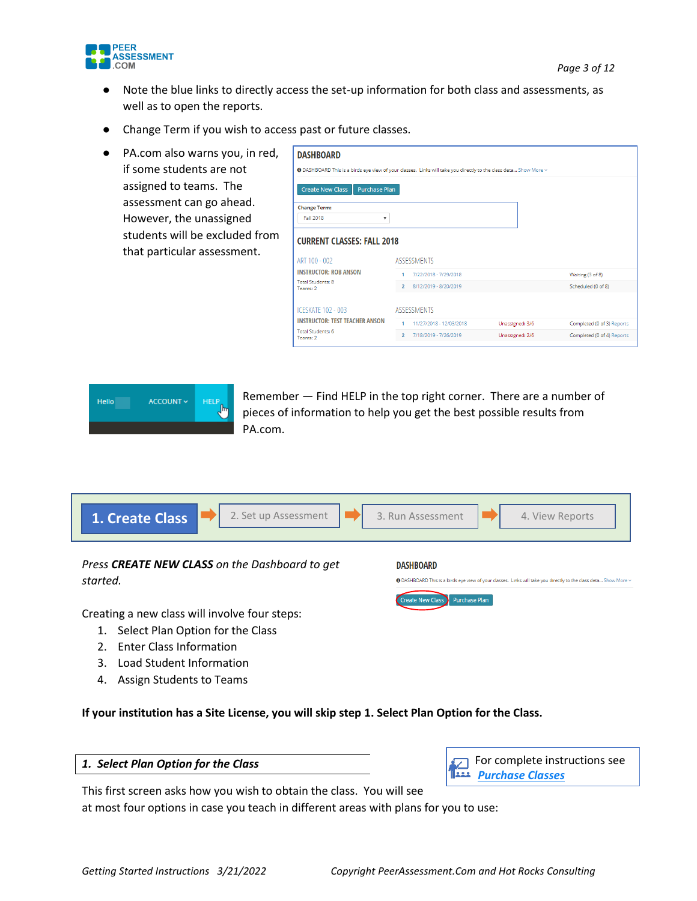- Note the blue links to directly access the set-up information for both class and assessments, as well as to open the reports.
- Change Term if you wish to access past or future classes.
- PA.com also warns you, in red, if some students are not assigned to teams. The assessment can go ahead. However, the unassigned students will be excluded from that particular assessment.

Remember — Find HELP in the top right corner. There are a number of pieces of information to help you get the best possible results from PA.com.

**1. Create Class** → 2. Set up Assessment → 3. Run Assessment → 4. View Reports

*Press **CREATE NEW CLASS** on the Dashboard to get started.*

Creating a new class will involve four steps:

1. Select Plan Option for the Class
2. Enter Class Information
3. Load Student Information
4. Assign Students to Teams

**If your institution has a Site License, you will skip step 1. Select Plan Option for the Class.**

### *1. Select Plan Option for the Class*

For complete instructions see ***Purchase Classes***

This first screen asks how you wish to obtain the class. You will see at most four options in case you teach in different areas with plans for you to use: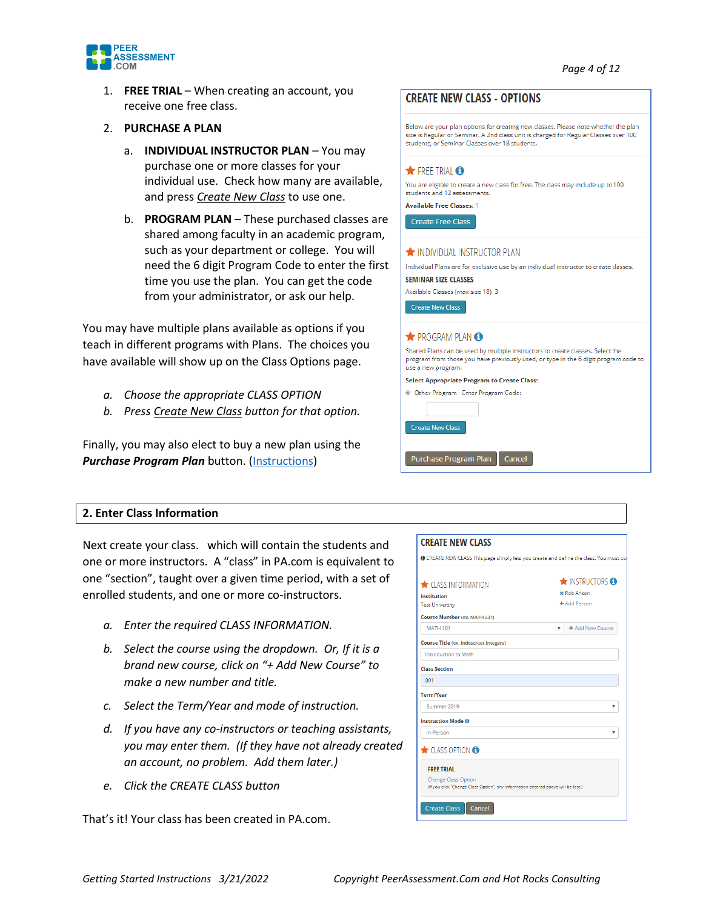1. **FREE TRIAL** – When creating an account, you receive one free class.

2. **PURCHASE A PLAN**

   a. **INDIVIDUAL INSTRUCTOR PLAN** – You may purchase one or more classes for your individual use. Check how many are available, and press *Create New Class* to use one.

   b. **PROGRAM PLAN** – These purchased classes are shared among faculty in an academic program, such as your department or college. You will need the 6 digit Program Code to enter the first time you use the plan. You can get the code from your administrator, or ask our help.

You may have multiple plans available as options if you teach in different programs with Plans. The choices you have available will show up on the Class Options page.

*a. Choose the appropriate CLASS OPTION*

*b. Press Create New Class button for that option.*

Finally, you may also elect to buy a new plan using the ***Purchase Program Plan*** button. (Instructions)

**CREATE NEW CLASS - OPTIONS**

Below are your plan options for creating new classes. Please note whether the plan size is Regular or Seminar. A 2nd class unit is charged for Regular Classes over 100 students, or Seminar Classes over 18 students.

FREE TRIAL

You are eligible to create a new class for free. The class may include up to 100 students and 12 assessments.

**Available Free Classes:** 1

Create Free Class

INDIVIDUAL INSTRUCTOR PLAN

Individual Plans are for exclusive use by an individual instructor to create classes.

**SEMINAR SIZE CLASSES**

Available Classes (max size 18): 3

Create New Class

PROGRAM PLAN

Shared Plans can be used by multiple instructors to create classes. Select the program from those you have previously used, or type in the 6 digit program code to use a new program.

**Select Appropriate Program to Create Class:**

Other Program - Enter Program Code:

Create New Class

Purchase Program Plan | Cancel

## 2. Enter Class Information

Next create your class. which will contain the students and one or more instructors. A "class" in PA.com is equivalent to one "section", taught over a given time period, with a set of enrolled students, and one or more co-instructors.

*a. Enter the required CLASS INFORMATION.*

*b. Select the course using the dropdown. Or, If it is a brand new course, click on "+ Add New Course" to make a new number and title.*

*c. Select the Term/Year and mode of instruction.*

*d. If you have any co-instructors or teaching assistants, you may enter them. (If they have not already created an account, no problem. Add them later.)*

*e. Click the CREATE CLASS button*

That's it! Your class has been created in PA.com.

**CREATE NEW CLASS**

CREATE NEW CLASS This page simply lets you create and define the class. You must co

CLASS INFORMATION

**Institution**

Test University

**Course Number** (ex. MATH 237)

MATH 101 | + Add New Course

**Course Title** (ex. Indescreet Integers)

Introduction to Math

**Class Section**

001

**Term/Year**

Summer 2019

**Instruction Mode**

In-Person

INSTRUCTORS

✖ Rob Anson

+ Add Person

CLASS OPTION

**FREE TRIAL**

Change Class Option

(If you click "Change Class Option", any information entered above will be lost.)

Create Class | Cancel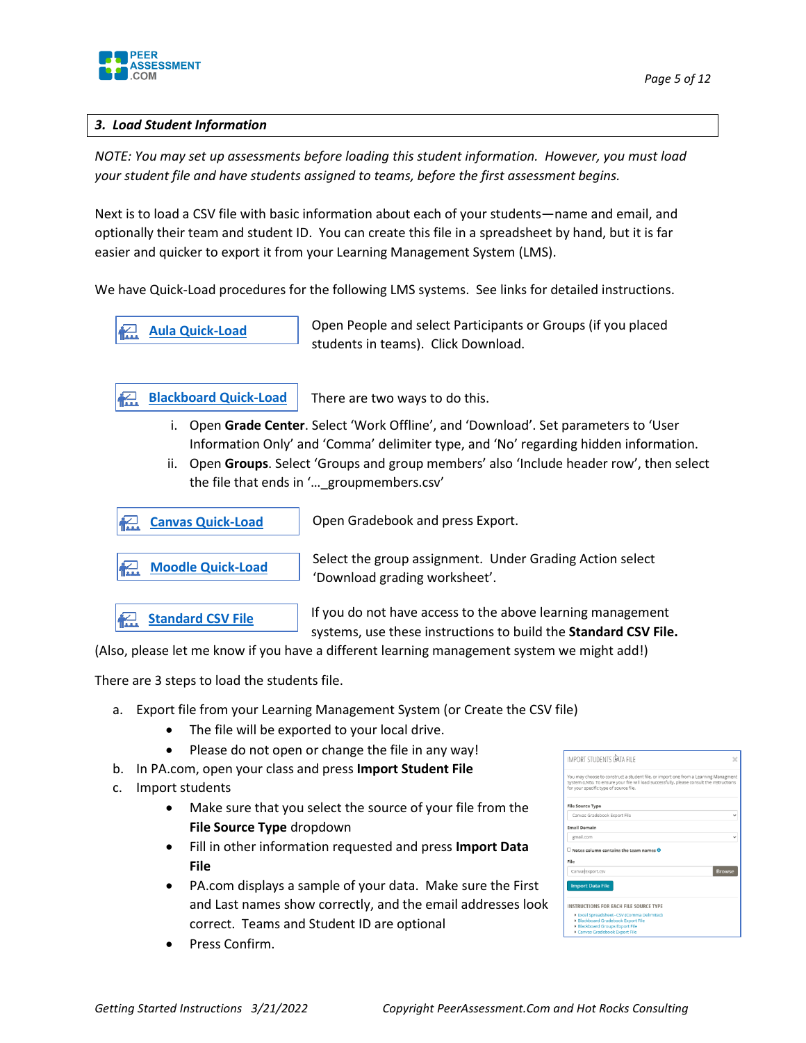### *3. Load Student Information*

*NOTE: You may set up assessments before loading this student information. However, you must load your student file and have students assigned to teams, before the first assessment begins.*

Next is to load a CSV file with basic information about each of your students—name and email, and optionally their team and student ID. You can create this file in a spreadsheet by hand, but it is far easier and quicker to export it from your Learning Management System (LMS).

We have Quick-Load procedures for the following LMS systems. See links for detailed instructions.

**Aula Quick-Load** — Open People and select Participants or Groups (if you placed students in teams). Click Download.

**Blackboard Quick-Load** — There are two ways to do this.

i. Open **Grade Center**. Select 'Work Offline', and 'Download'. Set parameters to 'User Information Only' and 'Comma' delimiter type, and 'No' regarding hidden information.
ii. Open **Groups**. Select 'Groups and group members' also 'Include header row', then select the file that ends in '…_groupmembers.csv'

**Canvas Quick-Load** — Open Gradebook and press Export.

**Moodle Quick-Load** — Select the group assignment. Under Grading Action select 'Download grading worksheet'.

**Standard CSV File** — If you do not have access to the above learning management systems, use these instructions to build the **Standard CSV File.**

(Also, please let me know if you have a different learning management system we might add!)

There are 3 steps to load the students file.

a. Export file from your Learning Management System (or Create the CSV file)
   - The file will be exported to your local drive.
   - Please do not open or change the file in any way!
b. In PA.com, open your class and press **Import Student File**
c. Import students
   - Make sure that you select the source of your file from the **File Source Type** dropdown
   - Fill in other information requested and press **Import Data File**
   - PA.com displays a sample of your data. Make sure the First and Last names show correctly, and the email addresses look correct. Teams and Student ID are optional
   - Press Confirm.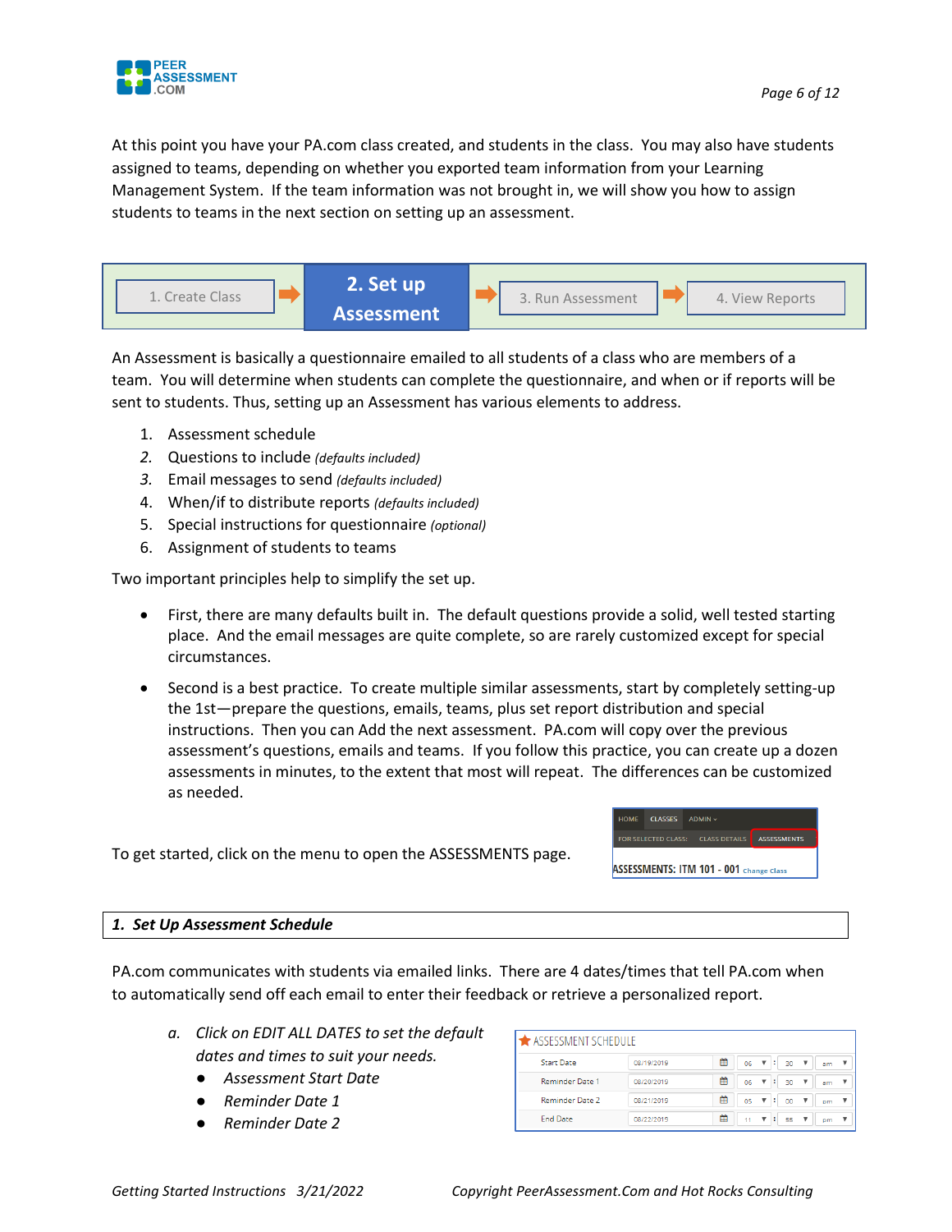At this point you have your PA.com class created, and students in the class. You may also have students assigned to teams, depending on whether you exported team information from your Learning Management System. If the team information was not brought in, we will show you how to assign students to teams in the next section on setting up an assessment.

1. Create Class → **2. Set up Assessment** → 3. Run Assessment → 4. View Reports

An Assessment is basically a questionnaire emailed to all students of a class who are members of a team. You will determine when students can complete the questionnaire, and when or if reports will be sent to students. Thus, setting up an Assessment has various elements to address.

1. Assessment schedule
2. Questions to include *(defaults included)*
3. Email messages to send *(defaults included)*
4. When/if to distribute reports *(defaults included)*
5. Special instructions for questionnaire *(optional)*
6. Assignment of students to teams

Two important principles help to simplify the set up.

- First, there are many defaults built in. The default questions provide a solid, well tested starting place. And the email messages are quite complete, so are rarely customized except for special circumstances.
- Second is a best practice. To create multiple similar assessments, start by completely setting-up the 1st—prepare the questions, emails, teams, plus set report distribution and special instructions. Then you can Add the next assessment. PA.com will copy over the previous assessment's questions, emails and teams. If you follow this practice, you can create up a dozen assessments in minutes, to the extent that most will repeat. The differences can be customized as needed.

To get started, click on the menu to open the ASSESSMENTS page.

HOME | CLASSES | ADMIN
FOR SELECTED CLASS: | CLASS DETAILS | ASSESSMENTS
ASSESSMENTS: ITM 101 - 001 Change Class

## *1. Set Up Assessment Schedule*

PA.com communicates with students via emailed links. There are 4 dates/times that tell PA.com when to automatically send off each email to enter their feedback or retrieve a personalized report.

a. *Click on EDIT ALL DATES to set the default dates and times to suit your needs.*
   - *Assessment Start Date*
   - *Reminder Date 1*
   - *Reminder Date 2*

ASSESSMENT SCHEDULE

| | Date | Hour | Minute | AM/PM |
|---|---|---|---|---|
| Start Date | 08/19/2019 | 06 | 30 | am |
| Reminder Date 1 | 08/20/2019 | 06 | 30 | am |
| Reminder Date 2 | 08/21/2019 | 05 | 00 | pm |
| End Date | 08/22/2019 | 11 | 55 | pm |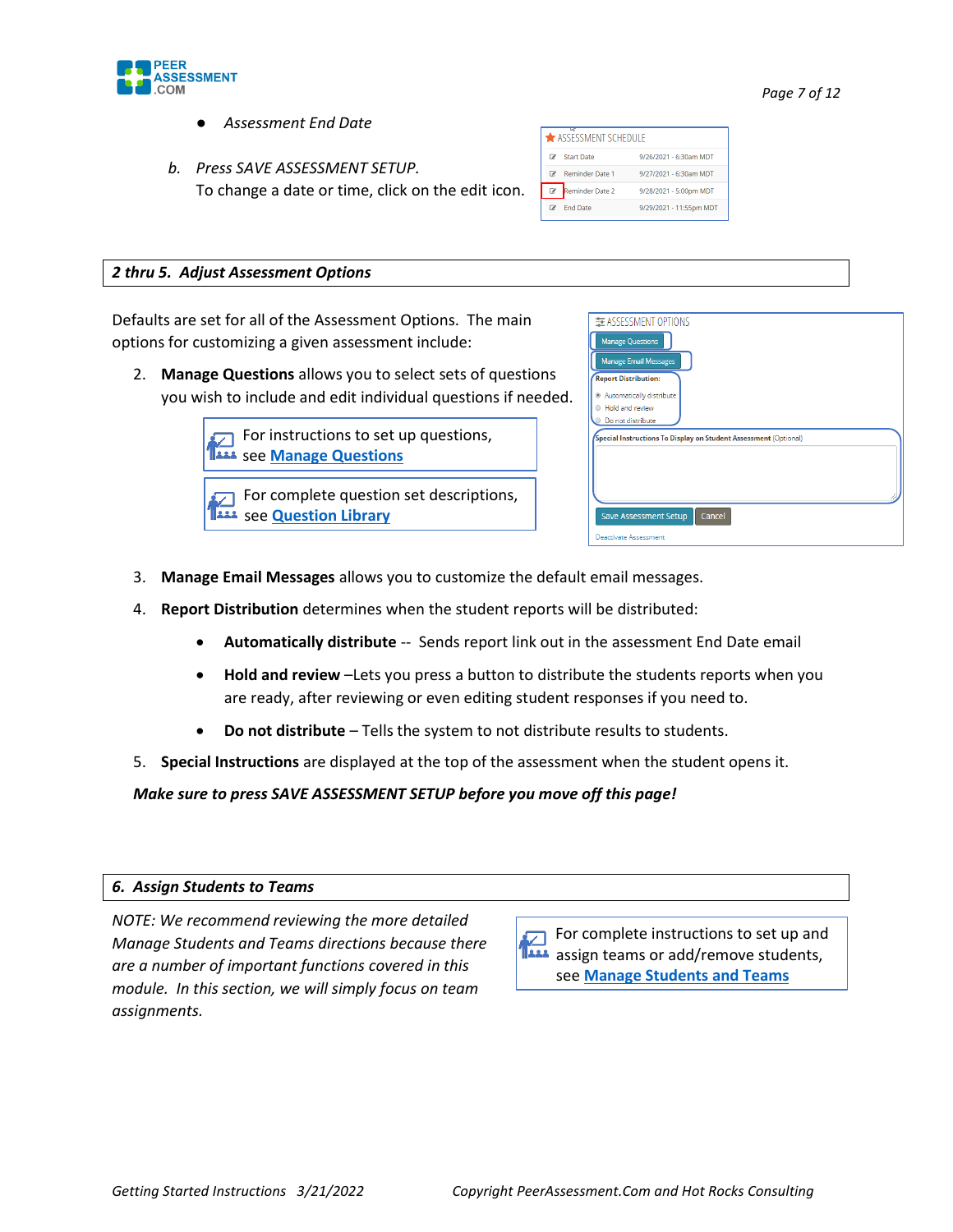- *Assessment End Date*

b. *Press SAVE ASSESSMENT SETUP.*
   To change a date or time, click on the edit icon.

| ASSESSMENT SCHEDULE | |
|---|---|
| Start Date | 9/26/2021 - 6:30am MDT |
| Reminder Date 1 | 9/27/2021 - 6:30am MDT |
| Reminder Date 2 | 9/28/2021 - 5:00pm MDT |
| End Date | 9/29/2021 - 11:55pm MDT |

## *2 thru 5. Adjust Assessment Options*

Defaults are set for all of the Assessment Options. The main options for customizing a given assessment include:

2. **Manage Questions** allows you to select sets of questions you wish to include and edit individual questions if needed.

   For instructions to set up questions, see **Manage Questions**

   For complete question set descriptions, see **Question Library**

3. **Manage Email Messages** allows you to customize the default email messages.
4. **Report Distribution** determines when the student reports will be distributed:
   - **Automatically distribute** -- Sends report link out in the assessment End Date email
   - **Hold and review** –Lets you press a button to distribute the students reports when you are ready, after reviewing or even editing student responses if you need to.
   - **Do not distribute** – Tells the system to not distribute results to students.
5. **Special Instructions** are displayed at the top of the assessment when the student opens it.

***Make sure to press SAVE ASSESSMENT SETUP before you move off this page!***

## *6. Assign Students to Teams*

*NOTE: We recommend reviewing the more detailed Manage Students and Teams directions because there are a number of important functions covered in this module. In this section, we will simply focus on team assignments.*

For complete instructions to set up and assign teams or add/remove students, see **Manage Students and Teams**

*Getting Started Instructions 3/21/2022* *Copyright PeerAssessment.Com and Hot Rocks Consulting*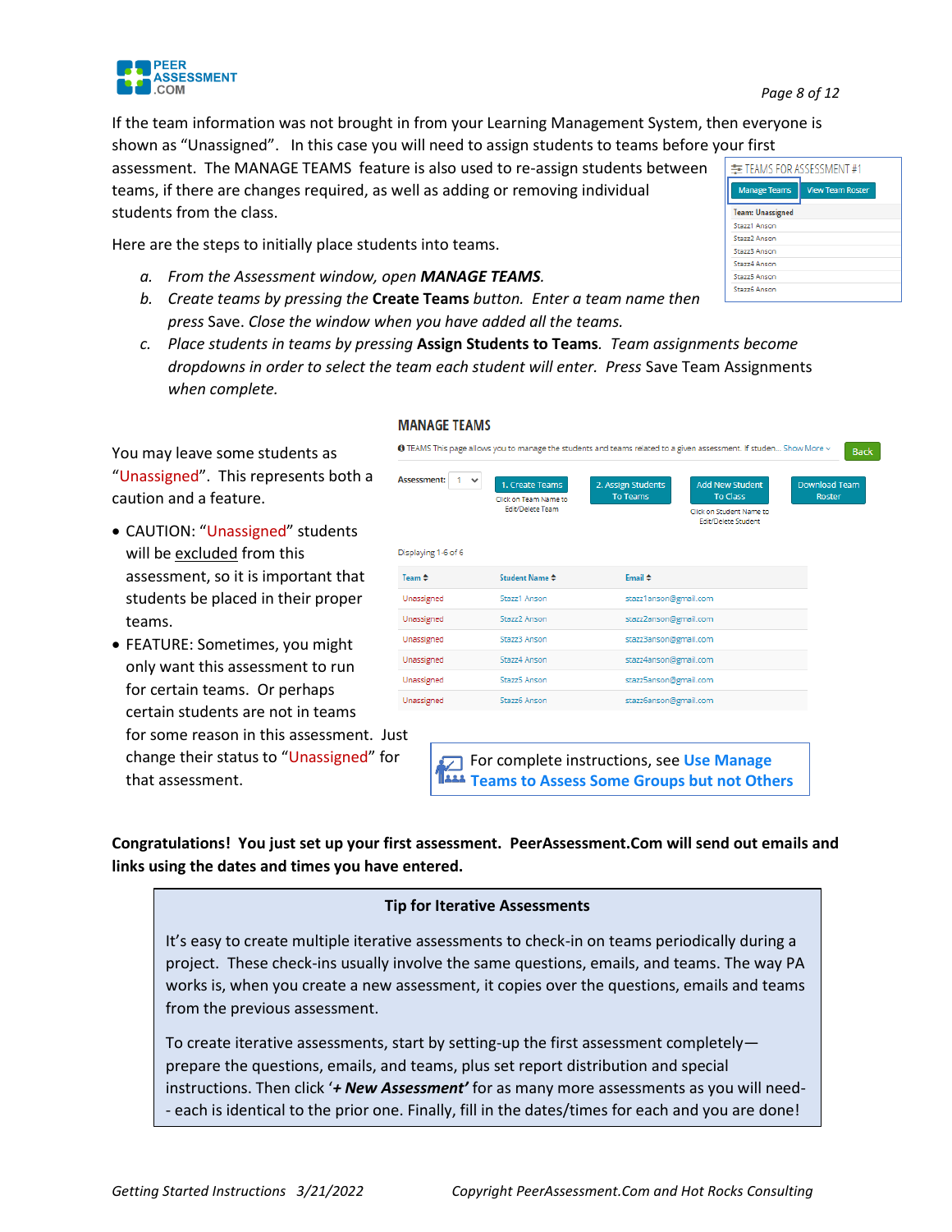If the team information was not brought in from your Learning Management System, then everyone is shown as "Unassigned". In this case you will need to assign students to teams before your first assessment. The MANAGE TEAMS feature is also used to re-assign students between teams, if there are changes required, as well as adding or removing individual students from the class.

Here are the steps to initially place students into teams.

a. *From the Assessment window, open **MANAGE TEAMS**.*
b. *Create teams by pressing the* **Create Teams** *button. Enter a team name then press* Save. *Close the window when you have added all the teams.*
c. *Place students in teams by pressing* **Assign Students to Teams**. *Team assignments become dropdowns in order to select the team each student will enter. Press* Save Team Assignments *when complete.*

You may leave some students as "Unassigned". This represents both a caution and a feature.

- CAUTION: "Unassigned" students will be excluded from this assessment, so it is important that students be placed in their proper teams.
- FEATURE: Sometimes, you might only want this assessment to run for certain teams. Or perhaps certain students are not in teams for some reason in this assessment. Just change their status to "Unassigned" for that assessment.

For complete instructions, see **Use Manage Teams to Assess Some Groups but not Others**

**Congratulations! You just set up your first assessment. PeerAssessment.Com will send out emails and links using the dates and times you have entered.**

**Tip for Iterative Assessments**

It's easy to create multiple iterative assessments to check-in on teams periodically during a project. These check-ins usually involve the same questions, emails, and teams. The way PA works is, when you create a new assessment, it copies over the questions, emails and teams from the previous assessment.

To create iterative assessments, start by setting-up the first assessment completely—prepare the questions, emails, and teams, plus set report distribution and special instructions. Then click '***+ New Assessment'*** for as many more assessments as you will need--each is identical to the prior one. Finally, fill in the dates/times for each and you are done!

*Getting Started Instructions 3/21/2022* *Copyright PeerAssessment.Com and Hot Rocks Consulting*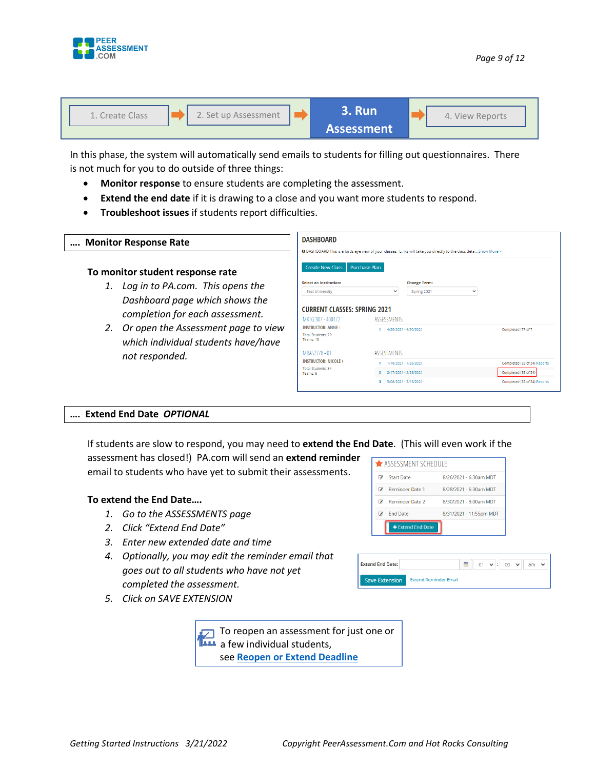1. Create Class → 2. Set up Assessment → **3. Run Assessment** → 4. View Reports

In this phase, the system will automatically send emails to students for filling out questionnaires. There is not much for you to do outside of three things:

- **Monitor response** to ensure students are completing the assessment.
- **Extend the end date** if it is drawing to a close and you want more students to respond.
- **Troubleshoot issues** if students report difficulties.

## …. Monitor Response Rate

**To monitor student response rate**

1. *Log in to PA.com. This opens the Dashboard page which shows the completion for each assessment.*
2. *Or open the Assessment page to view which individual students have/have not responded.*

## …. Extend End Date *OPTIONAL*

If students are slow to respond, you may need to **extend the End Date**. (This will even work if the assessment has closed!) PA.com will send an **extend reminder** email to students who have yet to submit their assessments.

**To extend the End Date….**

1. *Go to the ASSESSMENTS page*
2. *Click "Extend End Date"*
3. *Enter new extended date and time*
4. *Optionally, you may edit the reminder email that goes out to all students who have not yet completed the assessment.*
5. *Click on SAVE EXTENSION*

To reopen an assessment for just one or a few individual students, see **Reopen or Extend Deadline**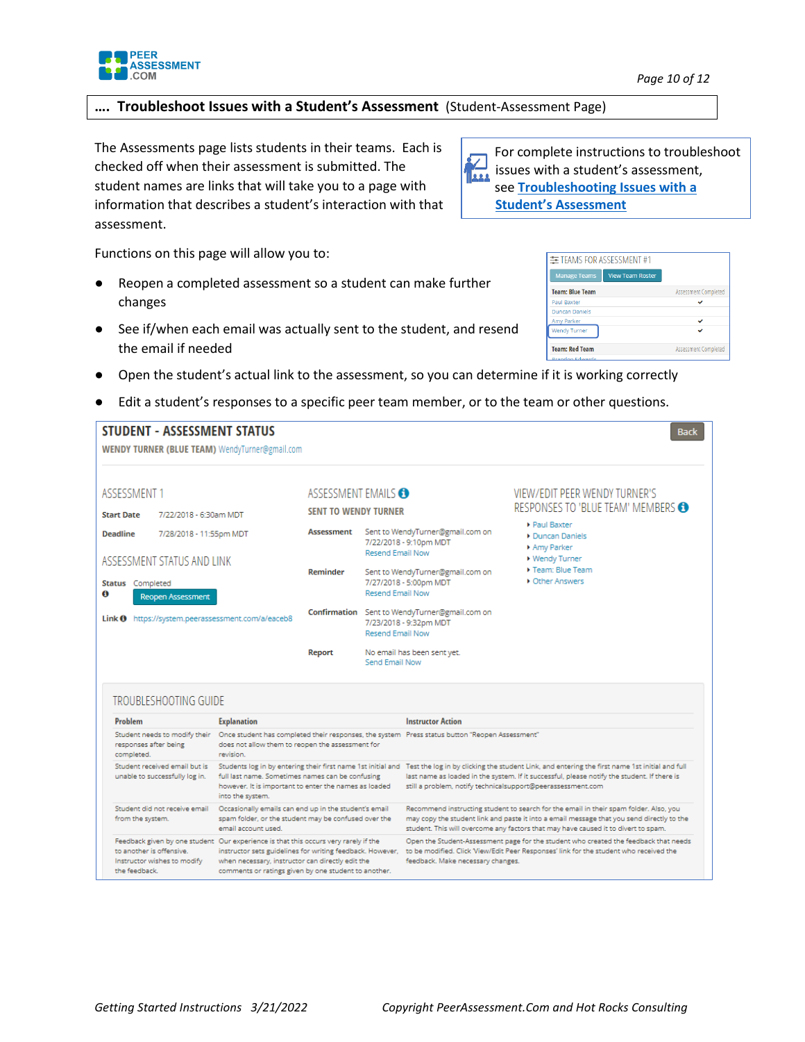## …. Troubleshoot Issues with a Student's Assessment (Student-Assessment Page)

The Assessments page lists students in their teams. Each is checked off when their assessment is submitted. The student names are links that will take you to a page with information that describes a student's interaction with that assessment.

For complete instructions to troubleshoot issues with a student's assessment, see **Troubleshooting Issues with a Student's Assessment**

Functions on this page will allow you to:

- Reopen a completed assessment so a student can make further changes
- See if/when each email was actually sent to the student, and resend the email if needed
- Open the student's actual link to the assessment, so you can determine if it is working correctly
- Edit a student's responses to a specific peer team member, or to the team or other questions.

TEAMS FOR ASSESSMENT #1

Manage Teams | View Team Roster

| Team: Blue Team | Assessment Completed |
|---|---|
| Paul Baxter | ✓ |
| Duncan Daniels | |
| Amy Parker | ✓ |
| Wendy Turner | ✓ |

| Team: Red Team | Assessment Completed |
|---|---|
| Brandon Edwards | |

**STUDENT - ASSESSMENT STATUS**

WENDY TURNER (BLUE TEAM) WendyTurner@gmail.com

Back

**ASSESSMENT 1**

Start Date 7/22/2018 - 6:30am MDT

Deadline 7/28/2018 - 11:55pm MDT

**ASSESSMENT STATUS AND LINK**

Status Completed

Reopen Assessment

Link https://system.peerassessment.com/a/eaceb8

**ASSESSMENT EMAILS**

SENT TO WENDY TURNER

| | |
|---|---|
| Assessment | Sent to WendyTurner@gmail.com on 7/22/2018 - 9:10pm MDT Resend Email Now |
| Reminder | Sent to WendyTurner@gmail.com on 7/27/2018 - 5:00pm MDT Resend Email Now |
| Confirmation | Sent to WendyTurner@gmail.com on 7/23/2018 - 9:32pm MDT Resend Email Now |
| Report | No email has been sent yet. Send Email Now |

**VIEW/EDIT PEER WENDY TURNER'S RESPONSES TO 'BLUE TEAM' MEMBERS**

- Paul Baxter
- Duncan Daniels
- Amy Parker
- Wendy Turner
- Team: Blue Team
- Other Answers

**TROUBLESHOOTING GUIDE**

| Problem | Explanation | Instructor Action |
|---|---|---|
| Student needs to modify their responses after being completed. | Once student has completed their responses, the system does not allow them to reopen the assessment for revision. | Press status button "Reopen Assessment" |
| Student received email but is unable to successfully log in. | Students log in by entering their first name 1st initial and full last name. Sometimes names can be confusing however. It is important to enter the names as loaded into the system. | Test the log in by clicking the student Link, and entering the first name 1st initial and full last name as loaded in the system. If it successful, please notify the student. If there is still a problem, notify technicalsupport@peerassessment.com |
| Student did not receive email from the system. | Occasionally emails can end up in the student's email spam folder, or the student may be confused over the email account used. | Recommend instructing student to search for the email in their spam folder. Also, you may copy the student link and paste it into a email message that you send directly to the student. This will overcome any factors that may have caused it to divert to spam. |
| Feedback given by one student to another is offensive. Instructor wishes to modify the feedback. | Our experience is that this occurs very rarely if the instructor sets guidelines for writing feedback. However, when necessary, instructor can directly edit the comments or ratings given by one student to another. | Open the Student-Assessment page for the student who created the feedback that needs to be modified. Click 'View/Edit Peer Responses' link for the student who received the feedback. Make necessary changes. |

*Getting Started Instructions 3/21/2022* *Copyright PeerAssessment.Com and Hot Rocks Consulting*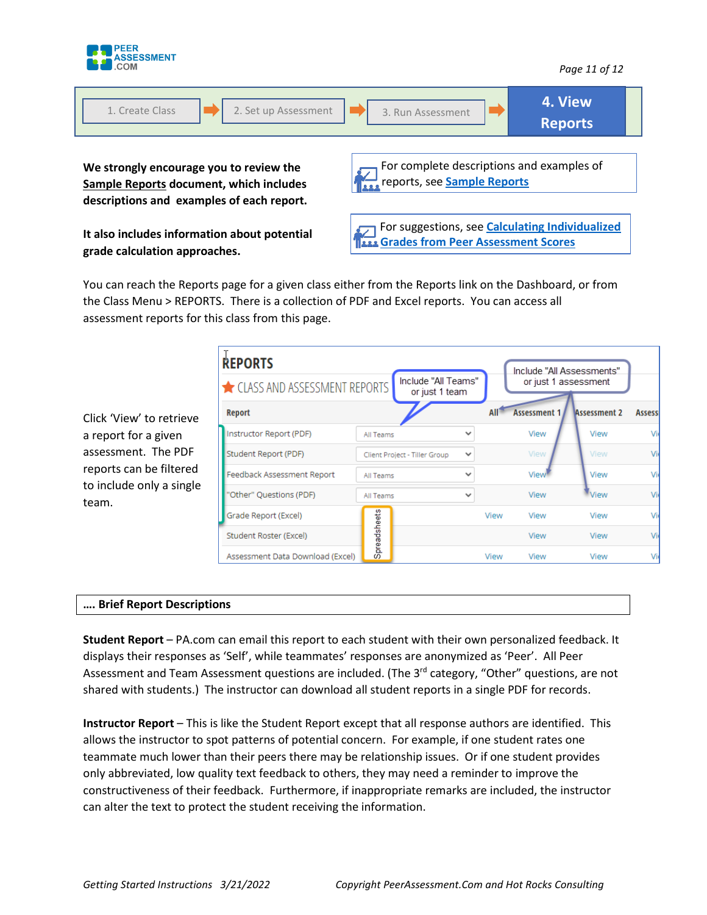1. Create Class → 2. Set up Assessment → 3. Run Assessment → **4. View Reports**

**We strongly encourage you to review the Sample Reports document, which includes descriptions and examples of each report.**

**It also includes information about potential grade calculation approaches.**

For complete descriptions and examples of reports, see **Sample Reports**

For suggestions, see **Calculating Individualized Grades from Peer Assessment Scores**

You can reach the Reports page for a given class either from the Reports link on the Dashboard, or from the Class Menu > REPORTS. There is a collection of PDF and Excel reports. You can access all assessment reports for this class from this page.

Click 'View' to retrieve a report for a given assessment. The PDF reports can be filtered to include only a single team.

**REPORTS**

CLASS AND ASSESSMENT REPORTS

Include "All Teams" or just 1 team

Include "All Assessments" or just 1 assessment

| Report | | All | Assessment 1 | Assessment 2 | Assess |
|---|---|---|---|---|---|
| Instructor Report (PDF) | All Teams | | View | View | Vi |
| Student Report (PDF) | Client Project - Tiller Group | | View | View | Vi |
| Feedback Assessment Report | All Teams | | View | View | Vi |
| "Other" Questions (PDF) | All Teams | | View | View | Vi |
| Grade Report (Excel) | Spreadsheets | View | View | View | Vi |
| Student Roster (Excel) | | | View | View | Vi |
| Assessment Data Download (Excel) | | View | View | View | Vi |

**.... Brief Report Descriptions**

**Student Report** – PA.com can email this report to each student with their own personalized feedback. It displays their responses as 'Self', while teammates' responses are anonymized as 'Peer'. All Peer Assessment and Team Assessment questions are included. (The 3rd category, "Other" questions, are not shared with students.) The instructor can download all student reports in a single PDF for records.

**Instructor Report** – This is like the Student Report except that all response authors are identified. This allows the instructor to spot patterns of potential concern. For example, if one student rates one teammate much lower than their peers there may be relationship issues. Or if one student provides only abbreviated, low quality text feedback to others, they may need a reminder to improve the constructiveness of their feedback. Furthermore, if inappropriate remarks are included, the instructor can alter the text to protect the student receiving the information.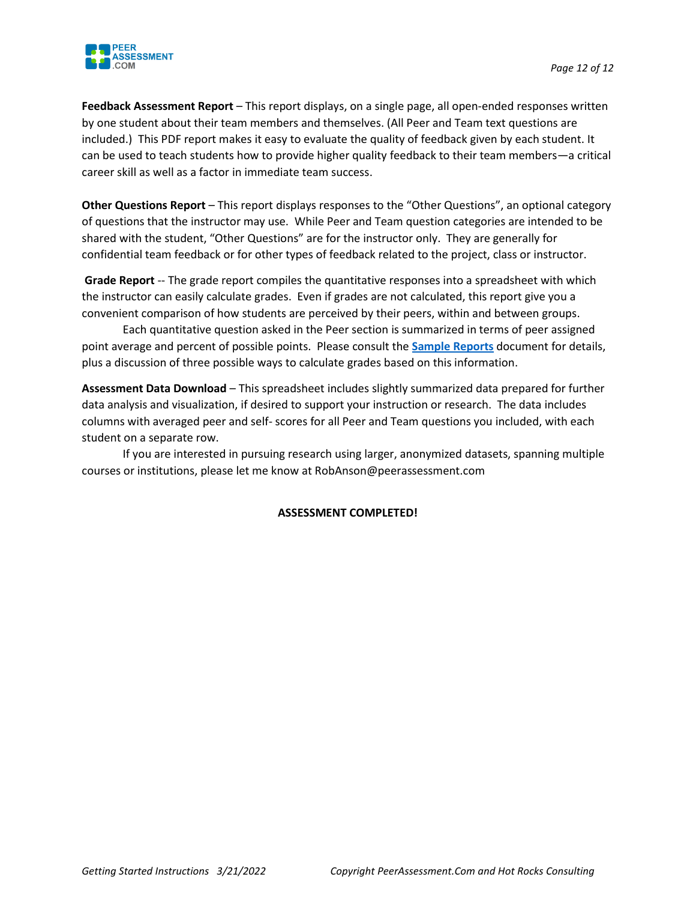**Feedback Assessment Report** – This report displays, on a single page, all open-ended responses written by one student about their team members and themselves. (All Peer and Team text questions are included.) This PDF report makes it easy to evaluate the quality of feedback given by each student. It can be used to teach students how to provide higher quality feedback to their team members—a critical career skill as well as a factor in immediate team success.

**Other Questions Report** – This report displays responses to the "Other Questions", an optional category of questions that the instructor may use. While Peer and Team question categories are intended to be shared with the student, "Other Questions" are for the instructor only. They are generally for confidential team feedback or for other types of feedback related to the project, class or instructor.

**Grade Report** -- The grade report compiles the quantitative responses into a spreadsheet with which the instructor can easily calculate grades. Even if grades are not calculated, this report give you a convenient comparison of how students are perceived by their peers, within and between groups.

Each quantitative question asked in the Peer section is summarized in terms of peer assigned point average and percent of possible points. Please consult the **Sample Reports** document for details, plus a discussion of three possible ways to calculate grades based on this information.

**Assessment Data Download** – This spreadsheet includes slightly summarized data prepared for further data analysis and visualization, if desired to support your instruction or research. The data includes columns with averaged peer and self- scores for all Peer and Team questions you included, with each student on a separate row.

If you are interested in pursuing research using larger, anonymized datasets, spanning multiple courses or institutions, please let me know at RobAnson@peerassessment.com

**ASSESSMENT COMPLETED!**